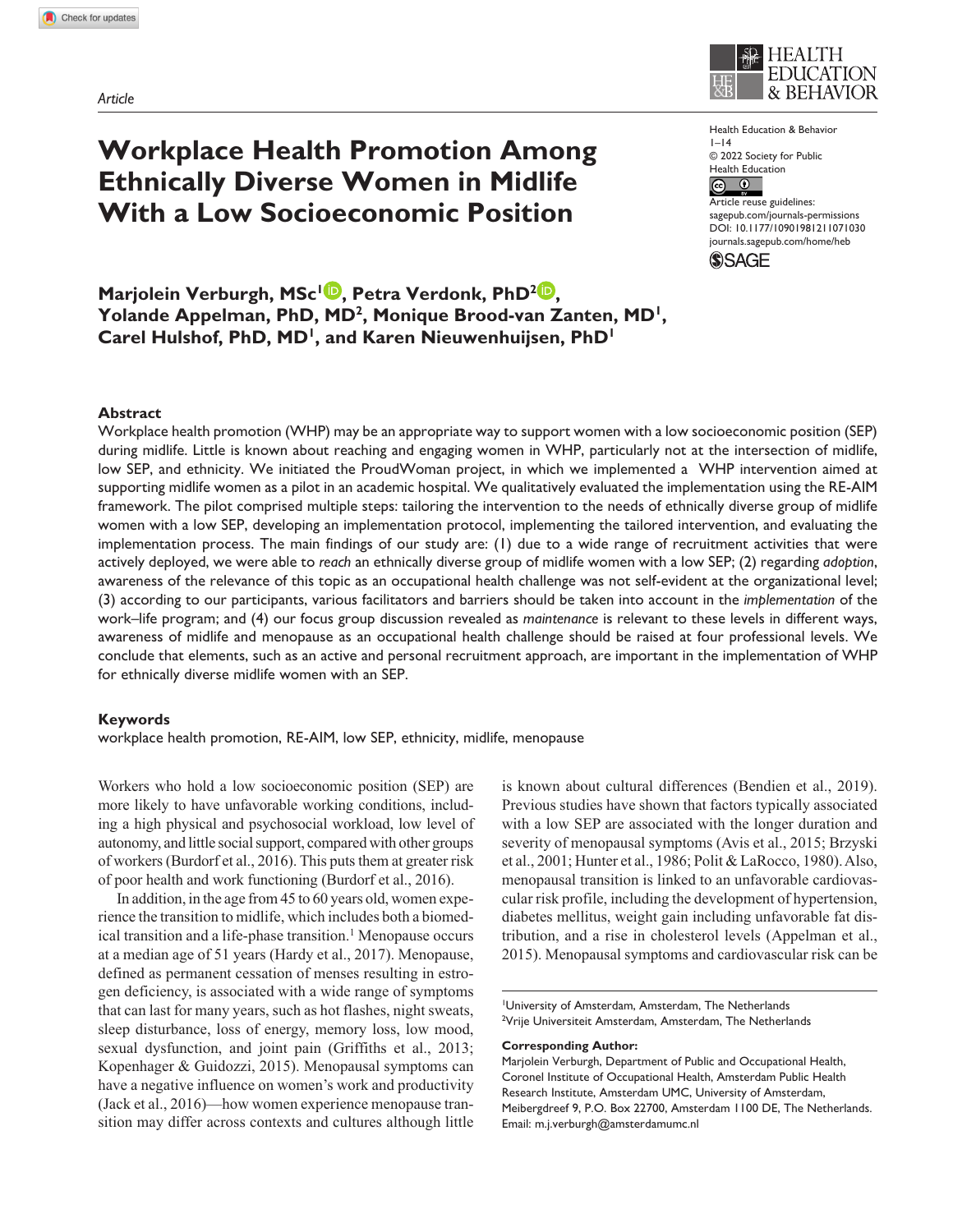Article

# Workplace Health Promotion Among Ethnically Diverse Women in Midlife With a Low Socioeconomic Position

Health Education & Behavior
© 2022 Society for Public Health Education
Article reuse guidelines: sagepub.com/journals-permissions
DOI: 10.1177/10901981211071030
journals.sagepub.com/home/heb

**Marjolein Verburgh, MSc[1], Petra Verdonk, PhD[2], Yolande Appelman, PhD, MD[2], Monique Brood-van Zanten, MD[1], Carel Hulshof, PhD, MD[1], and Karen Nieuwenhuijsen, PhD[1]**

## Abstract

Workplace health promotion (WHP) may be an appropriate way to support women with a low socioeconomic position (SEP) during midlife. Little is known about reaching and engaging women in WHP, particularly not at the intersection of midlife, low SEP, and ethnicity. We initiated the ProudWoman project, in which we implemented a WHP intervention aimed at supporting midlife women as a pilot in an academic hospital. We qualitatively evaluated the implementation using the RE-AIM framework. The pilot comprised multiple steps: tailoring the intervention to the needs of ethnically diverse group of midlife women with a low SEP, developing an implementation protocol, implementing the tailored intervention, and evaluating the implementation process. The main findings of our study are: (1) due to a wide range of recruitment activities that were actively deployed, we were able to *reach* an ethnically diverse group of midlife women with a low SEP; (2) regarding *adoption*, awareness of the relevance of this topic as an occupational health challenge was not self-evident at the organizational level; (3) according to our participants, various facilitators and barriers should be taken into account in the *implementation* of the work–life program; and (4) our focus group discussion revealed as *maintenance* is relevant to these levels in different ways, awareness of midlife and menopause as an occupational health challenge should be raised at four professional levels. We conclude that elements, such as an active and personal recruitment approach, are important in the implementation of WHP for ethnically diverse midlife women with an SEP.

### Keywords

workplace health promotion, RE-AIM, low SEP, ethnicity, midlife, menopause

Workers who hold a low socioeconomic position (SEP) are more likely to have unfavorable working conditions, including a high physical and psychosocial workload, low level of autonomy, and little social support, compared with other groups of workers (Burdorf et al., 2016). This puts them at greater risk of poor health and work functioning (Burdorf et al., 2016).

In addition, in the age from 45 to 60 years old, women experience the transition to midlife, which includes both a biomedical transition and a life-phase transition.[1] Menopause occurs at a median age of 51 years (Hardy et al., 2017). Menopause, defined as permanent cessation of menses resulting in estrogen deficiency, is associated with a wide range of symptoms that can last for many years, such as hot flashes, night sweats, sleep disturbance, loss of energy, memory loss, low mood, sexual dysfunction, and joint pain (Griffiths et al., 2013; Kopenhager & Guidozzi, 2015). Menopausal symptoms can have a negative influence on women's work and productivity (Jack et al., 2016)—how women experience menopause transition may differ across contexts and cultures although little is known about cultural differences (Bendien et al., 2019). Previous studies have shown that factors typically associated with a low SEP are associated with the longer duration and severity of menopausal symptoms (Avis et al., 2015; Brzyski et al., 2001; Hunter et al., 1986; Polit & LaRocco, 1980). Also, menopausal transition is linked to an unfavorable cardiovascular risk profile, including the development of hypertension, diabetes mellitus, weight gain including unfavorable fat distribution, and a rise in cholesterol levels (Appelman et al., 2015). Menopausal symptoms and cardiovascular risk can be

[1]University of Amsterdam, Amsterdam, The Netherlands
[2]Vrije Universiteit Amsterdam, Amsterdam, The Netherlands

**Corresponding Author:**
Marjolein Verburgh, Department of Public and Occupational Health, Coronel Institute of Occupational Health, Amsterdam Public Health Research Institute, Amsterdam UMC, University of Amsterdam, Meibergdreef 9, P.O. Box 22700, Amsterdam 1100 DE, The Netherlands.
Email: m.j.verburgh@amsterdamumc.nl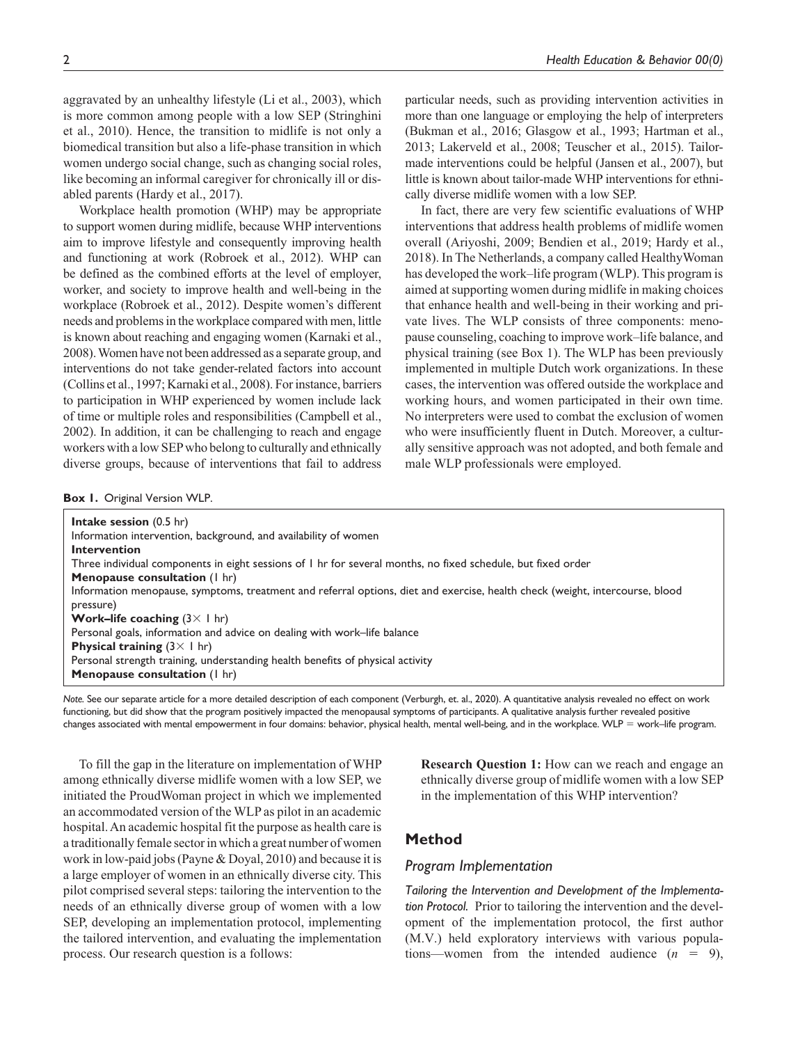aggravated by an unhealthy lifestyle (Li et al., 2003), which is more common among people with a low SEP (Stringhini et al., 2010). Hence, the transition to midlife is not only a biomedical transition but also a life-phase transition in which women undergo social change, such as changing social roles, like becoming an informal caregiver for chronically ill or disabled parents (Hardy et al., 2017).

Workplace health promotion (WHP) may be appropriate to support women during midlife, because WHP interventions aim to improve lifestyle and consequently improving health and functioning at work (Robroek et al., 2012). WHP can be defined as the combined efforts at the level of employer, worker, and society to improve health and well-being in the workplace (Robroek et al., 2012). Despite women's different needs and problems in the workplace compared with men, little is known about reaching and engaging women (Karnaki et al., 2008). Women have not been addressed as a separate group, and interventions do not take gender-related factors into account (Collins et al., 1997; Karnaki et al., 2008). For instance, barriers to participation in WHP experienced by women include lack of time or multiple roles and responsibilities (Campbell et al., 2002). In addition, it can be challenging to reach and engage workers with a low SEP who belong to culturally and ethnically diverse groups, because of interventions that fail to address particular needs, such as providing intervention activities in more than one language or employing the help of interpreters (Bukman et al., 2016; Glasgow et al., 1993; Hartman et al., 2013; Lakerveld et al., 2008; Teuscher et al., 2015). Tailor-made interventions could be helpful (Jansen et al., 2007), but little is known about tailor-made WHP interventions for ethnically diverse midlife women with a low SEP.

In fact, there are very few scientific evaluations of WHP interventions that address health problems of midlife women overall (Ariyoshi, 2009; Bendien et al., 2019; Hardy et al., 2018). In The Netherlands, a company called HealthyWoman has developed the work–life program (WLP). This program is aimed at supporting women during midlife in making choices that enhance health and well-being in their working and private lives. The WLP consists of three components: menopause counseling, coaching to improve work–life balance, and physical training (see Box 1). The WLP has been previously implemented in multiple Dutch work organizations. In these cases, the intervention was offered outside the workplace and working hours, and women participated in their own time. No interpreters were used to combat the exclusion of women who were insufficiently fluent in Dutch. Moreover, a culturally sensitive approach was not adopted, and both female and male WLP professionals were employed.

**Box 1.** Original Version WLP.

**Intake session** (0.5 hr)
Information intervention, background, and availability of women
**Intervention**
Three individual components in eight sessions of 1 hr for several months, no fixed schedule, but fixed order
**Menopause consultation** (1 hr)
Information menopause, symptoms, treatment and referral options, diet and exercise, health check (weight, intercourse, blood pressure)
**Work–life coaching** (3× 1 hr)
Personal goals, information and advice on dealing with work–life balance
**Physical training** (3× 1 hr)
Personal strength training, understanding health benefits of physical activity
**Menopause consultation** (1 hr)

*Note.* See our separate article for a more detailed description of each component (Verburgh, et. al., 2020). A quantitative analysis revealed no effect on work functioning, but did show that the program positively impacted the menopausal symptoms of participants. A qualitative analysis further revealed positive changes associated with mental empowerment in four domains: behavior, physical health, mental well-being, and in the workplace. WLP = work–life program.

To fill the gap in the literature on implementation of WHP among ethnically diverse midlife women with a low SEP, we initiated the ProudWoman project in which we implemented an accommodated version of the WLP as pilot in an academic hospital. An academic hospital fit the purpose as health care is a traditionally female sector in which a great number of women work in low-paid jobs (Payne & Doyal, 2010) and because it is a large employer of women in an ethnically diverse city. This pilot comprised several steps: tailoring the intervention to the needs of an ethnically diverse group of women with a low SEP, developing an implementation protocol, implementing the tailored intervention, and evaluating the implementation process. Our research question is a follows:

**Research Question 1:** How can we reach and engage an ethnically diverse group of midlife women with a low SEP in the implementation of this WHP intervention?

## Method

### Program Implementation

*Tailoring the Intervention and Development of the Implementation Protocol.* Prior to tailoring the intervention and the development of the implementation protocol, the first author (M.V.) held exploratory interviews with various populations—women from the intended audience ($n$ = 9),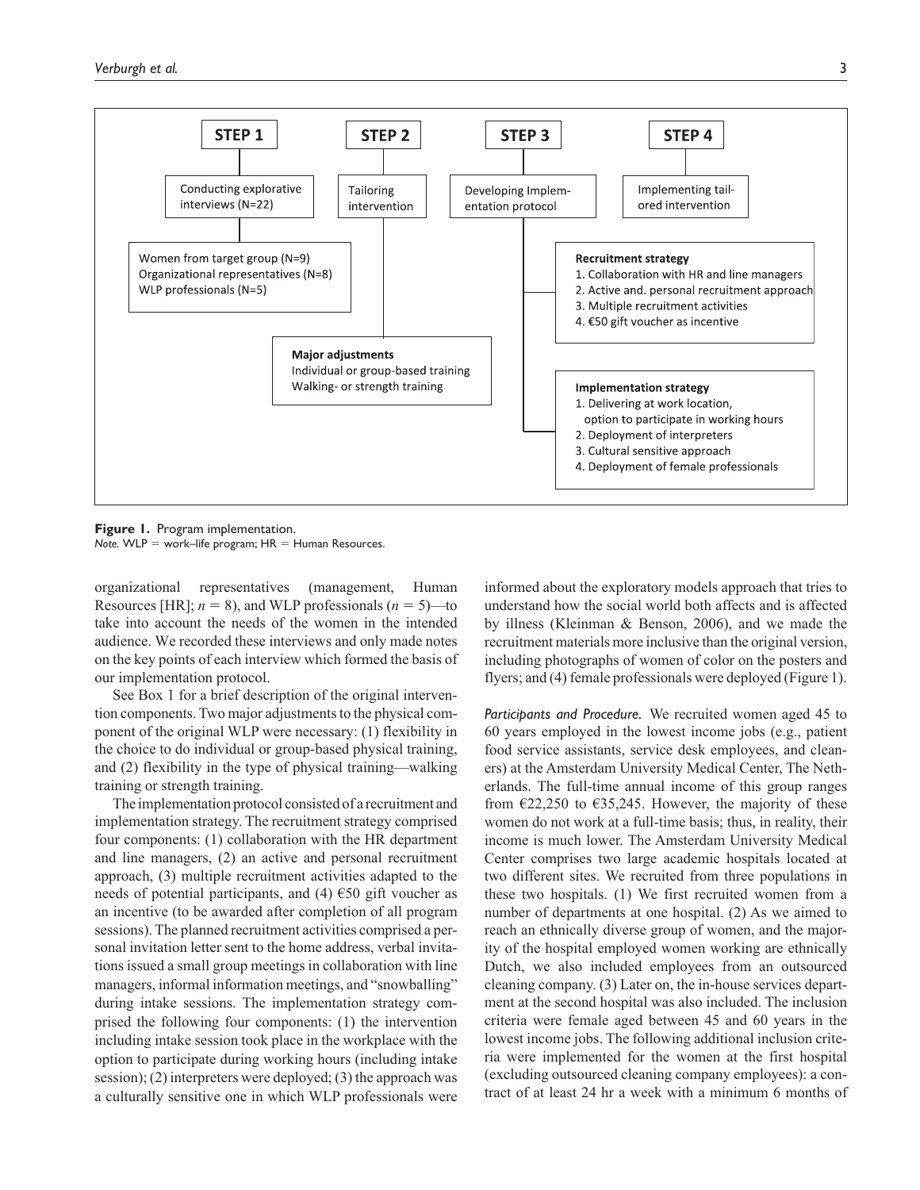**STEP 1**

Conducting explorative interviews (N=22)

Women from target group (N=9)
Organizational representatives (N=8)
WLP professionals (N=5)

**STEP 2**

Tailoring intervention

**Major adjustments**
Individual or group-based training
Walking- or strength training

**STEP 3**

Developing Implementation protocol

**Recruitment strategy**
1. Collaboration with HR and line managers
2. Active and. personal recruitment approach
3. Multiple recruitment activities
4. €50 gift voucher as incentive

**Implementation strategy**
1. Delivering at work location, option to participate in working hours
2. Deployment of interpreters
3. Cultural sensitive approach
4. Deployment of female professionals

**STEP 4**

Implementing tailored intervention

**Figure 1.** Program implementation.
*Note.* WLP = work–life program; HR = Human Resources.

organizational representatives (management, Human Resources [HR]; $n = 8$), and WLP professionals ($n = 5$)—to take into account the needs of the women in the intended audience. We recorded these interviews and only made notes on the key points of each interview which formed the basis of our implementation protocol.

See Box 1 for a brief description of the original intervention components. Two major adjustments to the physical component of the original WLP were necessary: (1) flexibility in the choice to do individual or group-based physical training, and (2) flexibility in the type of physical training—walking training or strength training.

The implementation protocol consisted of a recruitment and implementation strategy. The recruitment strategy comprised four components: (1) collaboration with the HR department and line managers, (2) an active and personal recruitment approach, (3) multiple recruitment activities adapted to the needs of potential participants, and (4) €50 gift voucher as an incentive (to be awarded after completion of all program sessions). The planned recruitment activities comprised a personal invitation letter sent to the home address, verbal invitations issued a small group meetings in collaboration with line managers, informal information meetings, and "snowballing" during intake sessions. The implementation strategy comprised the following four components: (1) the intervention including intake session took place in the workplace with the option to participate during working hours (including intake session); (2) interpreters were deployed; (3) the approach was a culturally sensitive one in which WLP professionals were informed about the exploratory models approach that tries to understand how the social world both affects and is affected by illness (Kleinman & Benson, 2006), and we made the recruitment materials more inclusive than the original version, including photographs of women of color on the posters and flyers; and (4) female professionals were deployed (Figure 1).

*Participants and Procedure.* We recruited women aged 45 to 60 years employed in the lowest income jobs (e.g., patient food service assistants, service desk employees, and cleaners) at the Amsterdam University Medical Center, The Netherlands. The full-time annual income of this group ranges from €22,250 to €35,245. However, the majority of these women do not work at a full-time basis; thus, in reality, their income is much lower. The Amsterdam University Medical Center comprises two large academic hospitals located at two different sites. We recruited from three populations in these two hospitals. (1) We first recruited women from a number of departments at one hospital. (2) As we aimed to reach an ethnically diverse group of women, and the majority of the hospital employed women working are ethnically Dutch, we also included employees from an outsourced cleaning company. (3) Later on, the in-house services department at the second hospital was also included. The inclusion criteria were female aged between 45 and 60 years in the lowest income jobs. The following additional inclusion criteria were implemented for the women at the first hospital (excluding outsourced cleaning company employees): a contract of at least 24 hr a week with a minimum 6 months of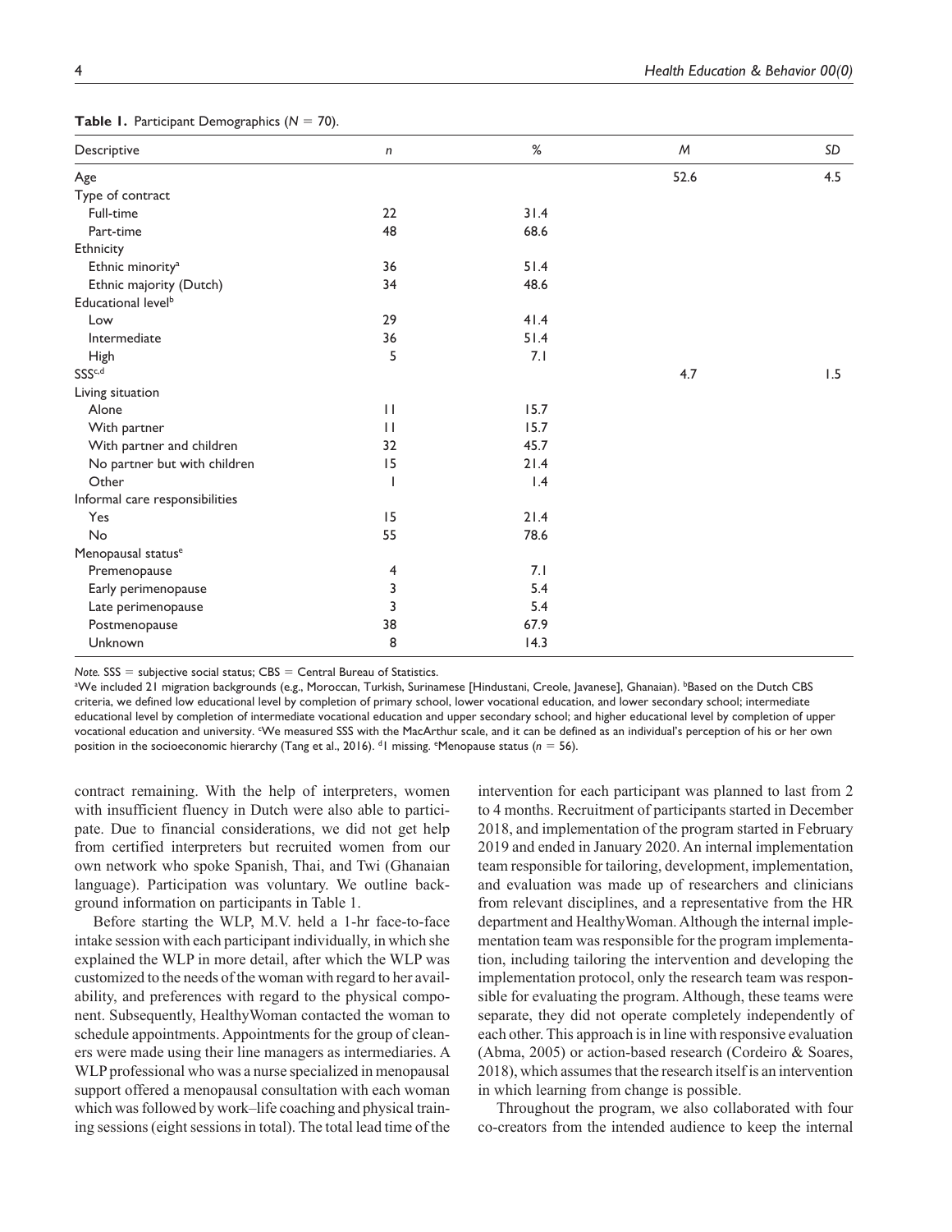**Table 1.** Participant Demographics ($N = 70$).

| Descriptive | *n* | % | *M* | *SD* |
|---|---|---|---|---|
| Age | | | 52.6 | 4.5 |
| Type of contract | | | | |
| Full-time | 22 | 31.4 | | |
| Part-time | 48 | 68.6 | | |
| Ethnicity | | | | |
| Ethnic minority[a] | 36 | 51.4 | | |
| Ethnic majority (Dutch) | 34 | 48.6 | | |
| Educational level[b] | | | | |
| Low | 29 | 41.4 | | |
| Intermediate | 36 | 51.4 | | |
| High | 5 | 7.1 | | |
| SSS[c,d] | | | 4.7 | 1.5 |
| Living situation | | | | |
| Alone | 11 | 15.7 | | |
| With partner | 11 | 15.7 | | |
| With partner and children | 32 | 45.7 | | |
| No partner but with children | 15 | 21.4 | | |
| Other | 1 | 1.4 | | |
| Informal care responsibilities | | | | |
| Yes | 15 | 21.4 | | |
| No | 55 | 78.6 | | |
| Menopausal status[e] | | | | |
| Premenopause | 4 | 7.1 | | |
| Early perimenopause | 3 | 5.4 | | |
| Late perimenopause | 3 | 5.4 | | |
| Postmenopause | 38 | 67.9 | | |
| Unknown | 8 | 14.3 | | |

*Note.* SSS = subjective social status; CBS = Central Bureau of Statistics.
[a]We included 21 migration backgrounds (e.g., Moroccan, Turkish, Surinamese [Hindustani, Creole, Javanese], Ghanaian). [b]Based on the Dutch CBS criteria, we defined low educational level by completion of primary school, lower vocational education, and lower secondary school; intermediate educational level by completion of intermediate vocational education and upper secondary school; and higher educational level by completion of upper vocational education and university. [c]We measured SSS with the MacArthur scale, and it can be defined as an individual's perception of his or her own position in the socioeconomic hierarchy (Tang et al., 2016). [d]1 missing. [e]Menopause status ($n = 56$).

contract remaining. With the help of interpreters, women with insufficient fluency in Dutch were also able to participate. Due to financial considerations, we did not get help from certified interpreters but recruited women from our own network who spoke Spanish, Thai, and Twi (Ghanaian language). Participation was voluntary. We outline background information on participants in Table 1.

Before starting the WLP, M.V. held a 1-hr face-to-face intake session with each participant individually, in which she explained the WLP in more detail, after which the WLP was customized to the needs of the woman with regard to her availability, and preferences with regard to the physical component. Subsequently, HealthyWoman contacted the woman to schedule appointments. Appointments for the group of cleaners were made using their line managers as intermediaries. A WLP professional who was a nurse specialized in menopausal support offered a menopausal consultation with each woman which was followed by work–life coaching and physical training sessions (eight sessions in total). The total lead time of the intervention for each participant was planned to last from 2 to 4 months. Recruitment of participants started in December 2018, and implementation of the program started in February 2019 and ended in January 2020. An internal implementation team responsible for tailoring, development, implementation, and evaluation was made up of researchers and clinicians from relevant disciplines, and a representative from the HR department and HealthyWoman. Although the internal implementation team was responsible for the program implementation, including tailoring the intervention and developing the implementation protocol, only the research team was responsible for evaluating the program. Although, these teams were separate, they did not operate completely independently of each other. This approach is in line with responsive evaluation (Abma, 2005) or action-based research (Cordeiro & Soares, 2018), which assumes that the research itself is an intervention in which learning from change is possible.

Throughout the program, we also collaborated with four co-creators from the intended audience to keep the internal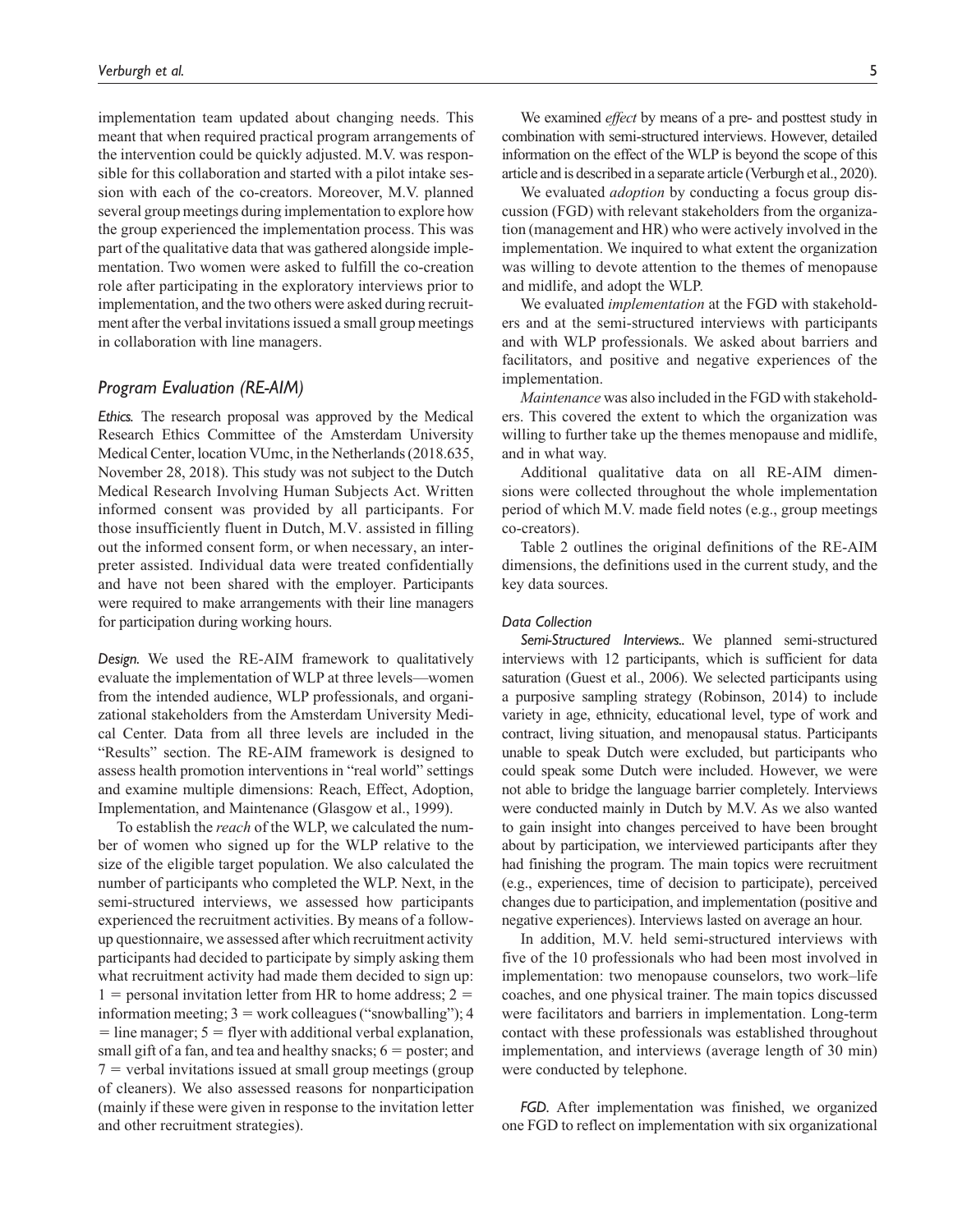implementation team updated about changing needs. This meant that when required practical program arrangements of the intervention could be quickly adjusted. M.V. was responsible for this collaboration and started with a pilot intake session with each of the co-creators. Moreover, M.V. planned several group meetings during implementation to explore how the group experienced the implementation process. This was part of the qualitative data that was gathered alongside implementation. Two women were asked to fulfill the co-creation role after participating in the exploratory interviews prior to implementation, and the two others were asked during recruitment after the verbal invitations issued a small group meetings in collaboration with line managers.

## Program Evaluation (RE-AIM)

*Ethics.* The research proposal was approved by the Medical Research Ethics Committee of the Amsterdam University Medical Center, location VUmc, in the Netherlands (2018.635, November 28, 2018). This study was not subject to the Dutch Medical Research Involving Human Subjects Act. Written informed consent was provided by all participants. For those insufficiently fluent in Dutch, M.V. assisted in filling out the informed consent form, or when necessary, an interpreter assisted. Individual data were treated confidentially and have not been shared with the employer. Participants were required to make arrangements with their line managers for participation during working hours.

*Design.* We used the RE-AIM framework to qualitatively evaluate the implementation of WLP at three levels—women from the intended audience, WLP professionals, and organizational stakeholders from the Amsterdam University Medical Center. Data from all three levels are included in the "Results" section. The RE-AIM framework is designed to assess health promotion interventions in "real world" settings and examine multiple dimensions: Reach, Effect, Adoption, Implementation, and Maintenance (Glasgow et al., 1999).

To establish the *reach* of the WLP, we calculated the number of women who signed up for the WLP relative to the size of the eligible target population. We also calculated the number of participants who completed the WLP. Next, in the semi-structured interviews, we assessed how participants experienced the recruitment activities. By means of a follow-up questionnaire, we assessed after which recruitment activity participants had decided to participate by simply asking them what recruitment activity had made them decided to sign up: 1 = personal invitation letter from HR to home address; 2 = information meeting; 3 = work colleagues ("snowballing"); 4 = line manager; 5 = flyer with additional verbal explanation, small gift of a fan, and tea and healthy snacks; 6 = poster; and 7 = verbal invitations issued at small group meetings (group of cleaners). We also assessed reasons for nonparticipation (mainly if these were given in response to the invitation letter and other recruitment strategies).

We examined *effect* by means of a pre- and posttest study in combination with semi-structured interviews. However, detailed information on the effect of the WLP is beyond the scope of this article and is described in a separate article (Verburgh et al., 2020).

We evaluated *adoption* by conducting a focus group discussion (FGD) with relevant stakeholders from the organization (management and HR) who were actively involved in the implementation. We inquired to what extent the organization was willing to devote attention to the themes of menopause and midlife, and adopt the WLP.

We evaluated *implementation* at the FGD with stakeholders and at the semi-structured interviews with participants and with WLP professionals. We asked about barriers and facilitators, and positive and negative experiences of the implementation.

*Maintenance* was also included in the FGD with stakeholders. This covered the extent to which the organization was willing to further take up the themes menopause and midlife, and in what way.

Additional qualitative data on all RE-AIM dimensions were collected throughout the whole implementation period of which M.V. made field notes (e.g., group meetings co-creators).

Table 2 outlines the original definitions of the RE-AIM dimensions, the definitions used in the current study, and the key data sources.

### Data Collection

*Semi-Structured Interviews..* We planned semi-structured interviews with 12 participants, which is sufficient for data saturation (Guest et al., 2006). We selected participants using a purposive sampling strategy (Robinson, 2014) to include variety in age, ethnicity, educational level, type of work and contract, living situation, and menopausal status. Participants unable to speak Dutch were excluded, but participants who could speak some Dutch were included. However, we were not able to bridge the language barrier completely. Interviews were conducted mainly in Dutch by M.V. As we also wanted to gain insight into changes perceived to have been brought about by participation, we interviewed participants after they had finishing the program. The main topics were recruitment (e.g., experiences, time of decision to participate), perceived changes due to participation, and implementation (positive and negative experiences). Interviews lasted on average an hour.

In addition, M.V. held semi-structured interviews with five of the 10 professionals who had been most involved in implementation: two menopause counselors, two work–life coaches, and one physical trainer. The main topics discussed were facilitators and barriers in implementation. Long-term contact with these professionals was established throughout implementation, and interviews (average length of 30 min) were conducted by telephone.

*FGD.* After implementation was finished, we organized one FGD to reflect on implementation with six organizational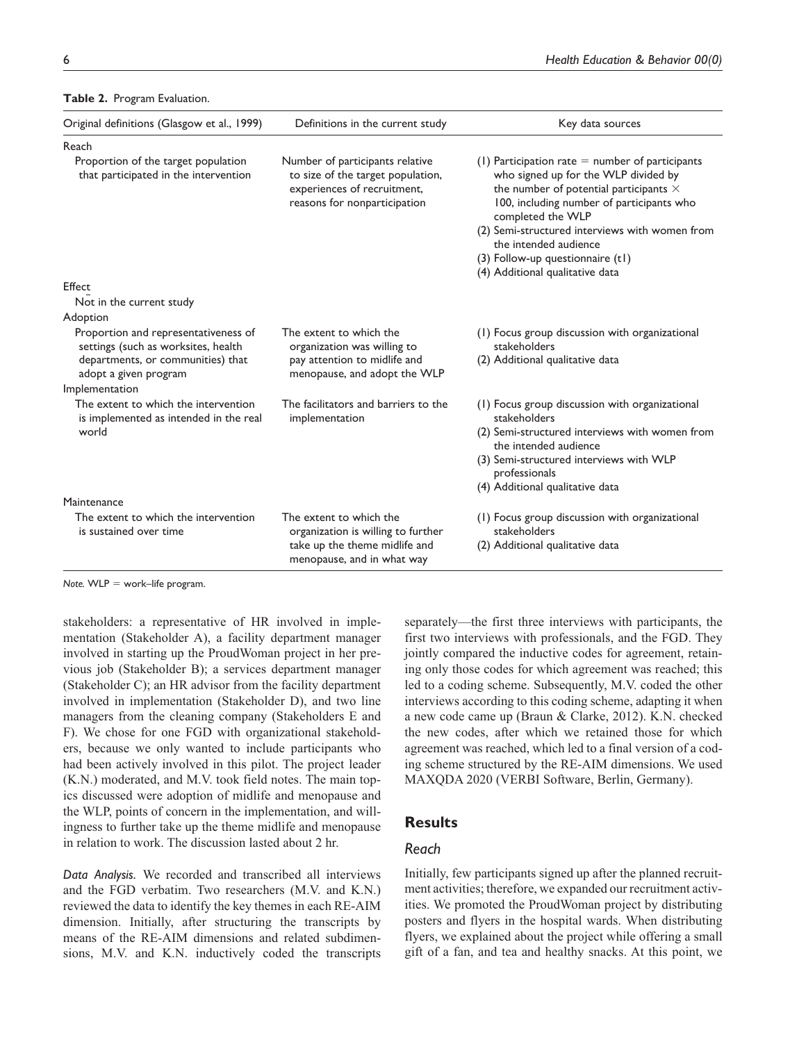**Table 2.** Program Evaluation.

| Original definitions (Glasgow et al., 1999) | Definitions in the current study | Key data sources |
|---|---|---|
| Reach | | |
| Proportion of the target population that participated in the intervention | Number of participants relative to size of the target population, experiences of recruitment, reasons for nonparticipation | (1) Participation rate = number of participants who signed up for the WLP divided by the number of potential participants × 100, including number of participants who completed the WLP<br>(2) Semi-structured interviews with women from the intended audience<br>(3) Follow-up questionnaire (t1)<br>(4) Additional qualitative data |
| Effect | | |
| Not in the current study | | |
| Adoption | | |
| Proportion and representativeness of settings (such as worksites, health departments, or communities) that adopt a given program | The extent to which the organization was willing to pay attention to midlife and menopause, and adopt the WLP | (1) Focus group discussion with organizational stakeholders<br>(2) Additional qualitative data |
| Implementation | | |
| The extent to which the intervention is implemented as intended in the real world | The facilitators and barriers to the implementation | (1) Focus group discussion with organizational stakeholders<br>(2) Semi-structured interviews with women from the intended audience<br>(3) Semi-structured interviews with WLP professionals<br>(4) Additional qualitative data |
| Maintenance | | |
| The extent to which the intervention is sustained over time | The extent to which the organization is willing to further take up the theme midlife and menopause, and in what way | (1) Focus group discussion with organizational stakeholders<br>(2) Additional qualitative data |

*Note.* WLP = work–life program.

stakeholders: a representative of HR involved in implementation (Stakeholder A), a facility department manager involved in starting up the ProudWoman project in her previous job (Stakeholder B); a services department manager (Stakeholder C); an HR advisor from the facility department involved in implementation (Stakeholder D), and two line managers from the cleaning company (Stakeholders E and F). We chose for one FGD with organizational stakeholders, because we only wanted to include participants who had been actively involved in this pilot. The project leader (K.N.) moderated, and M.V. took field notes. The main topics discussed were adoption of midlife and menopause and the WLP, points of concern in the implementation, and willingness to further take up the theme midlife and menopause in relation to work. The discussion lasted about 2 hr.

*Data Analysis.* We recorded and transcribed all interviews and the FGD verbatim. Two researchers (M.V. and K.N.) reviewed the data to identify the key themes in each RE-AIM dimension. Initially, after structuring the transcripts by means of the RE-AIM dimensions and related subdimensions, M.V. and K.N. inductively coded the transcripts separately—the first three interviews with participants, the first two interviews with professionals, and the FGD. They jointly compared the inductive codes for agreement, retaining only those codes for which agreement was reached; this led to a coding scheme. Subsequently, M.V. coded the other interviews according to this coding scheme, adapting it when a new code came up (Braun & Clarke, 2012). K.N. checked the new codes, after which we retained those for which agreement was reached, which led to a final version of a coding scheme structured by the RE-AIM dimensions. We used MAXQDA 2020 (VERBI Software, Berlin, Germany).

## Results

### Reach

Initially, few participants signed up after the planned recruitment activities; therefore, we expanded our recruitment activities. We promoted the ProudWoman project by distributing posters and flyers in the hospital wards. When distributing flyers, we explained about the project while offering a small gift of a fan, and tea and healthy snacks. At this point, we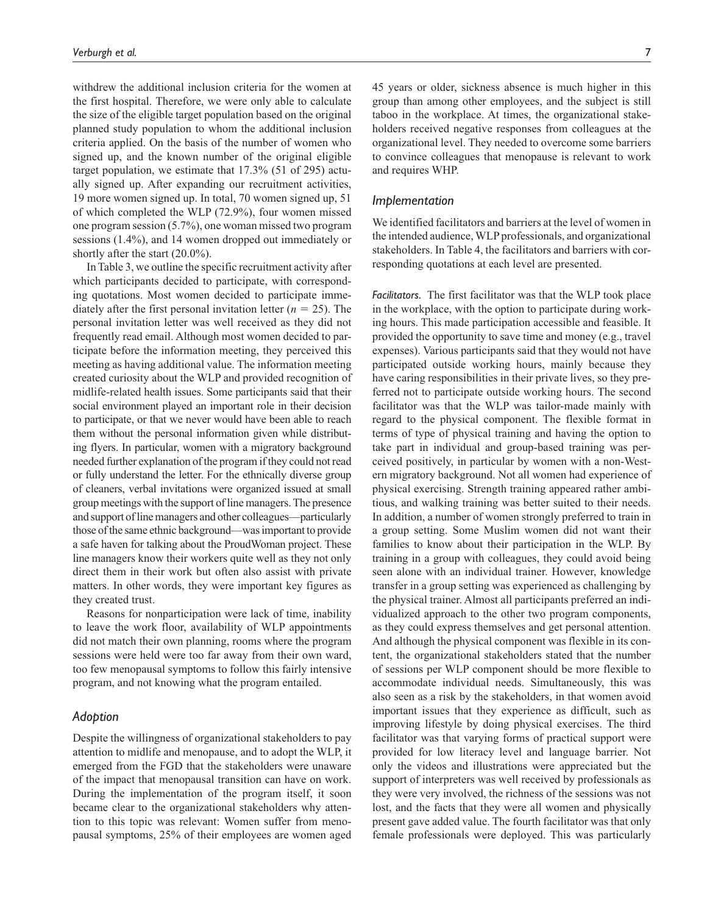withdrew the additional inclusion criteria for the women at the first hospital. Therefore, we were only able to calculate the size of the eligible target population based on the original planned study population to whom the additional inclusion criteria applied. On the basis of the number of women who signed up, and the known number of the original eligible target population, we estimate that 17.3% (51 of 295) actually signed up. After expanding our recruitment activities, 19 more women signed up. In total, 70 women signed up, 51 of which completed the WLP (72.9%), four women missed one program session (5.7%), one woman missed two program sessions (1.4%), and 14 women dropped out immediately or shortly after the start (20.0%).

In Table 3, we outline the specific recruitment activity after which participants decided to participate, with corresponding quotations. Most women decided to participate immediately after the first personal invitation letter ($n$ = 25). The personal invitation letter was well received as they did not frequently read email. Although most women decided to participate before the information meeting, they perceived this meeting as having additional value. The information meeting created curiosity about the WLP and provided recognition of midlife-related health issues. Some participants said that their social environment played an important role in their decision to participate, or that we never would have been able to reach them without the personal information given while distributing flyers. In particular, women with a migratory background needed further explanation of the program if they could not read or fully understand the letter. For the ethnically diverse group of cleaners, verbal invitations were organized issued at small group meetings with the support of line managers. The presence and support of line managers and other colleagues—particularly those of the same ethnic background—was important to provide a safe haven for talking about the ProudWoman project. These line managers know their workers quite well as they not only direct them in their work but often also assist with private matters. In other words, they were important key figures as they created trust.

Reasons for nonparticipation were lack of time, inability to leave the work floor, availability of WLP appointments did not match their own planning, rooms where the program sessions were held were too far away from their own ward, too few menopausal symptoms to follow this fairly intensive program, and not knowing what the program entailed.

### *Adoption*

Despite the willingness of organizational stakeholders to pay attention to midlife and menopause, and to adopt the WLP, it emerged from the FGD that the stakeholders were unaware of the impact that menopausal transition can have on work. During the implementation of the program itself, it soon became clear to the organizational stakeholders why attention to this topic was relevant: Women suffer from menopausal symptoms, 25% of their employees are women aged 45 years or older, sickness absence is much higher in this group than among other employees, and the subject is still taboo in the workplace. At times, the organizational stakeholders received negative responses from colleagues at the organizational level. They needed to overcome some barriers to convince colleagues that menopause is relevant to work and requires WHP.

### *Implementation*

We identified facilitators and barriers at the level of women in the intended audience, WLP professionals, and organizational stakeholders. In Table 4, the facilitators and barriers with corresponding quotations at each level are presented.

*Facilitators.* The first facilitator was that the WLP took place in the workplace, with the option to participate during working hours. This made participation accessible and feasible. It provided the opportunity to save time and money (e.g., travel expenses). Various participants said that they would not have participated outside working hours, mainly because they have caring responsibilities in their private lives, so they preferred not to participate outside working hours. The second facilitator was that the WLP was tailor-made mainly with regard to the physical component. The flexible format in terms of type of physical training and having the option to take part in individual and group-based training was perceived positively, in particular by women with a non-Western migratory background. Not all women had experience of physical exercising. Strength training appeared rather ambitious, and walking training was better suited to their needs. In addition, a number of women strongly preferred to train in a group setting. Some Muslim women did not want their families to know about their participation in the WLP. By training in a group with colleagues, they could avoid being seen alone with an individual trainer. However, knowledge transfer in a group setting was experienced as challenging by the physical trainer. Almost all participants preferred an individualized approach to the other two program components, as they could express themselves and get personal attention. And although the physical component was flexible in its content, the organizational stakeholders stated that the number of sessions per WLP component should be more flexible to accommodate individual needs. Simultaneously, this was also seen as a risk by the stakeholders, in that women avoid important issues that they experience as difficult, such as improving lifestyle by doing physical exercises. The third facilitator was that varying forms of practical support were provided for low literacy level and language barrier. Not only the videos and illustrations were appreciated but the support of interpreters was well received by professionals as they were very involved, the richness of the sessions was not lost, and the facts that they were all women and physically present gave added value. The fourth facilitator was that only female professionals were deployed. This was particularly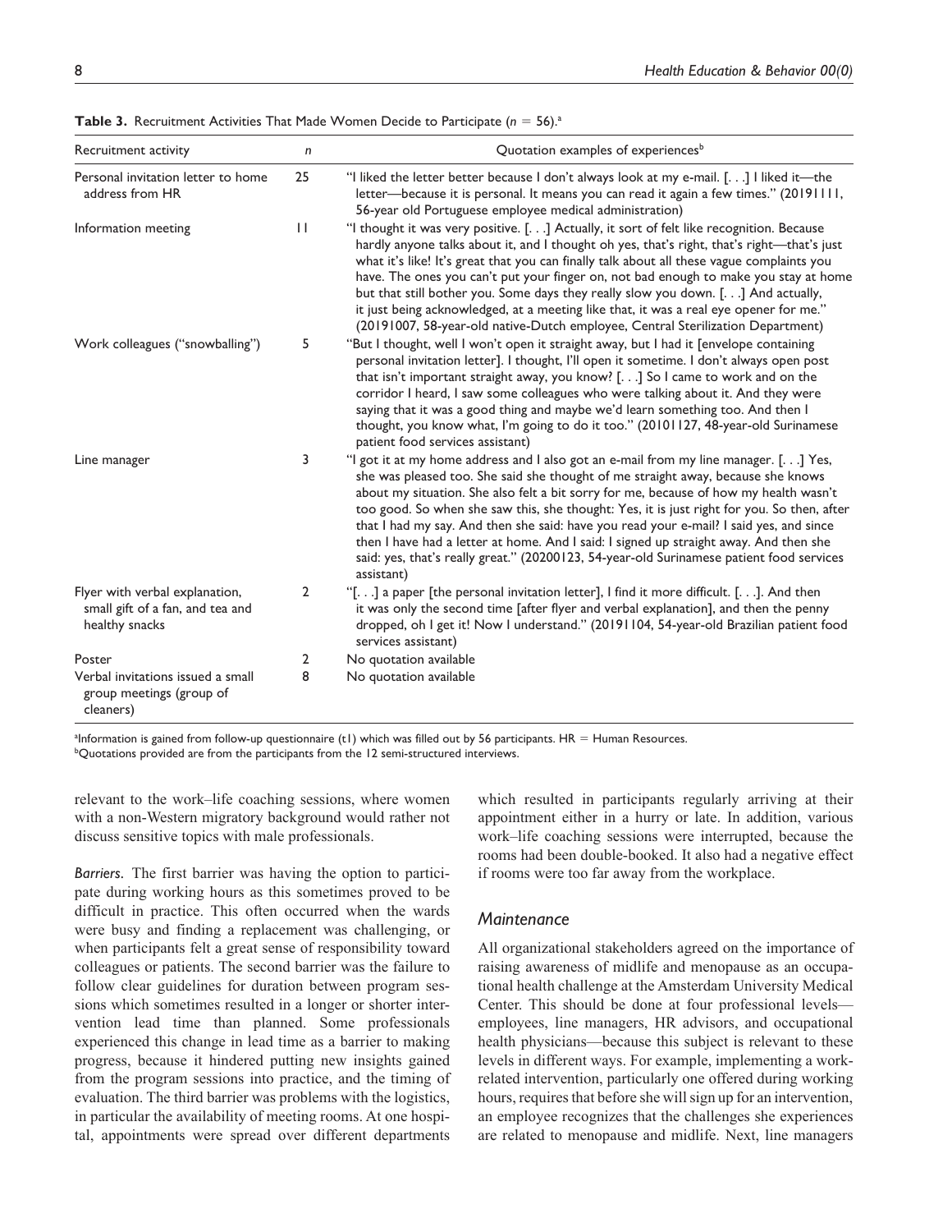**Table 3.** Recruitment Activities That Made Women Decide to Participate ($n$ = 56).[a]

| Recruitment activity | $n$ | Quotation examples of experiences[b] |
|---|---|---|
| Personal invitation letter to home address from HR | 25 | "I liked the letter better because I don't always look at my e-mail. [. . .] I liked it—the letter—because it is personal. It means you can read it again a few times." (20191111, 56-year old Portuguese employee medical administration) |
| Information meeting | 11 | "I thought it was very positive. [. . .] Actually, it sort of felt like recognition. Because hardly anyone talks about it, and I thought oh yes, that's right, that's right—that's just what it's like! It's great that you can finally talk about all these vague complaints you have. The ones you can't put your finger on, not bad enough to make you stay at home but that still bother you. Some days they really slow you down. [. . .] And actually, it just being acknowledged, at a meeting like that, it was a real eye opener for me." (20191007, 58-year-old native-Dutch employee, Central Sterilization Department) |
| Work colleagues ("snowballing") | 5 | "But I thought, well I won't open it straight away, but I had it [envelope containing personal invitation letter]. I thought, I'll open it sometime. I don't always open post that isn't important straight away, you know? [. . .] So I came to work and on the corridor I heard, I saw some colleagues who were talking about it. And they were saying that it was a good thing and maybe we'd learn something too. And then I thought, you know what, I'm going to do it too." (20101127, 48-year-old Surinamese patient food services assistant) |
| Line manager | 3 | "I got it at my home address and I also got an e-mail from my line manager. [. . .] Yes, she was pleased too. She said she thought of me straight away, because she knows about my situation. She also felt a bit sorry for me, because of how my health wasn't too good. So when she saw this, she thought: Yes, it is just right for you. So then, after that I had my say. And then she said: have you read your e-mail? I said yes, and since then I have had a letter at home. And I said: I signed up straight away. And then she said: yes, that's really great." (20200123, 54-year-old Surinamese patient food services assistant) |
| Flyer with verbal explanation, small gift of a fan, and tea and healthy snacks | 2 | "[. . .] a paper [the personal invitation letter], I find it more difficult. [. . .]. And then it was only the second time [after flyer and verbal explanation], and then the penny dropped, oh I get it! Now I understand." (20191104, 54-year-old Brazilian patient food services assistant) |
| Poster | 2 | No quotation available |
| Verbal invitations issued a small group meetings (group of cleaners) | 8 | No quotation available |

[a]Information is gained from follow-up questionnaire (t1) which was filled out by 56 participants. HR = Human Resources.
[b]Quotations provided are from the participants from the 12 semi-structured interviews.

relevant to the work–life coaching sessions, where women with a non-Western migratory background would rather not discuss sensitive topics with male professionals.

*Barriers.* The first barrier was having the option to participate during working hours as this sometimes proved to be difficult in practice. This often occurred when the wards were busy and finding a replacement was challenging, or when participants felt a great sense of responsibility toward colleagues or patients. The second barrier was the failure to follow clear guidelines for duration between program sessions which sometimes resulted in a longer or shorter intervention lead time than planned. Some professionals experienced this change in lead time as a barrier to making progress, because it hindered putting new insights gained from the program sessions into practice, and the timing of evaluation. The third barrier was problems with the logistics, in particular the availability of meeting rooms. At one hospital, appointments were spread over different departments which resulted in participants regularly arriving at their appointment either in a hurry or late. In addition, various work–life coaching sessions were interrupted, because the rooms had been double-booked. It also had a negative effect if rooms were too far away from the workplace.

## Maintenance

All organizational stakeholders agreed on the importance of raising awareness of midlife and menopause as an occupational health challenge at the Amsterdam University Medical Center. This should be done at four professional levels—employees, line managers, HR advisors, and occupational health physicians—because this subject is relevant to these levels in different ways. For example, implementing a work-related intervention, particularly one offered during working hours, requires that before she will sign up for an intervention, an employee recognizes that the challenges she experiences are related to menopause and midlife. Next, line managers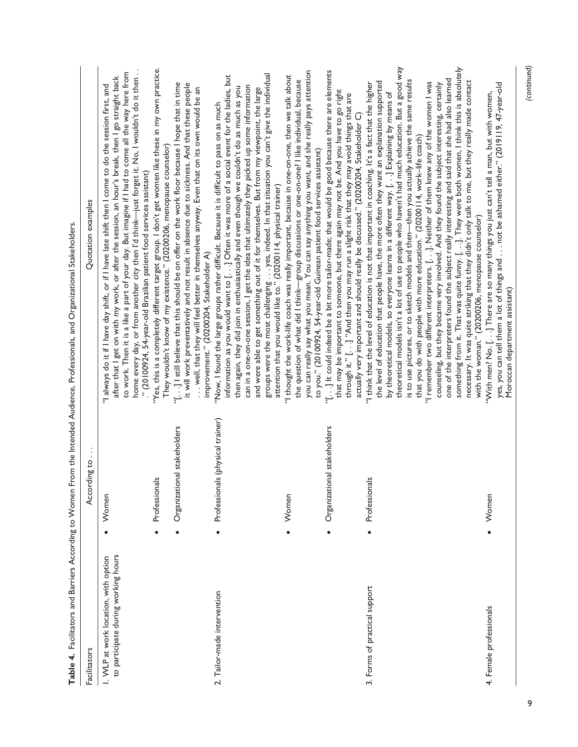**Table 4.** Facilitators and Barriers According to Women From the Intended Audience, Professionals, and Organizational Stakeholders.

| Facilitators | According to . . . | Quotation examples |
|---|---|---|
| 1. WLP at work location, with option to participate during working hours | • Women | "I always do it if I have day shift, or if I have late shift then I come to do the session first, and after that I get on with my work, or after the session, an hour's break, then I go straight back to work. Then it is a like a part of your day. But imagine if I had to come all the way here from home every day, or from another city then I'd think—just forget it. No, I wouldn't do it then . . ." (20100924, 54-year-old Brazilian patient food services assistant) |
| | • Professionals | "Yes, this is a completely different target group. I don't get women like these in my own practice. They wouldn't know of my existence." (20200206, menopause counselor) |
| | • Organizational stakeholders | "[. . .] I still believe that this should be on offer on the work floor because I hope that in time it will work preventatively and not result in absence due to sickness. And that these people . . . well, that they will feel better in themselves anyway. Even that on its own would be an improvement." (20200204, Stakeholder A) |
| 2. Tailor-made intervention | • Professionals (physical trainer) | "Now, I found the large groups rather difficult. Because it is difficult to pass on as much information as you would want to [. . .] Often it was more of a social event for the ladies, but then again, they did join in enthusiastically and even though we couldn't do as much as you can in a one-on-one session, I get the idea that ultimately they picked up some information and were able to get something out of it for themselves. But from my viewpoint, the large groups were the most challenging . . . yes, indeed. In that situation you can't give the individual attention that you would like to." (20200114, physical trainer) |
| | • Women | "I thought the work-life coach was really important, because in one-on-one, then we talk about the question of what did I think—group discussions or one-on-one? I like individual, because you can really say what you mean. You can say anything you want, and she really pays attention to you." (20100924, 54-year-old Guinean patient food services assistant) |
| | • Organizational stakeholders | "[. . .] It could indeed be a bit more tailor-made; that would be good because there are elements that may be important to someone, but there again may not be. And you have to go right through it." [. . .] "And then you may run a slight risk that they may avoid things that are actually very important and should really be discussed." (20200204, Stakeholder C) |
| 3. Forms of practical support | • Professionals | "I think that the level of education is not that important in coaching. It's a fact that the higher the level of education that people have, the more often they want an explanation supported by theoretical models, so everyone learns in a different way. [. . .] Explaining by means of theoretical models isn't a lot of use to people who haven't had much education. But a good way is to use pictures, or to sketch models and then—then you actually achieve the same results that you do with people with more education." (20200114, work–life coach)<br>"I remember two different interpreters. [. . .]. Neither of them knew any of the women I was counseling, but they became very involved. And they found the subject interesting, certainly one of the interpreters found the subject really interesting and said that she had also learned something from it. That was quite funny. [. . .]. They were both women, I think this is absolutely necessary. It was quite striking that they didn't only talk to me, but they really made contact with the woman." (20200206, menopause counselor) |
| 4. Female professionals | • Women | "With men? No. [. . .] There are so many things you just can't tell a man, but with women, yes, you can tell them a lot of things and . . . not be ashamed either." (20191119, 47-year-old Moroccan department assistant) |

(*continued*)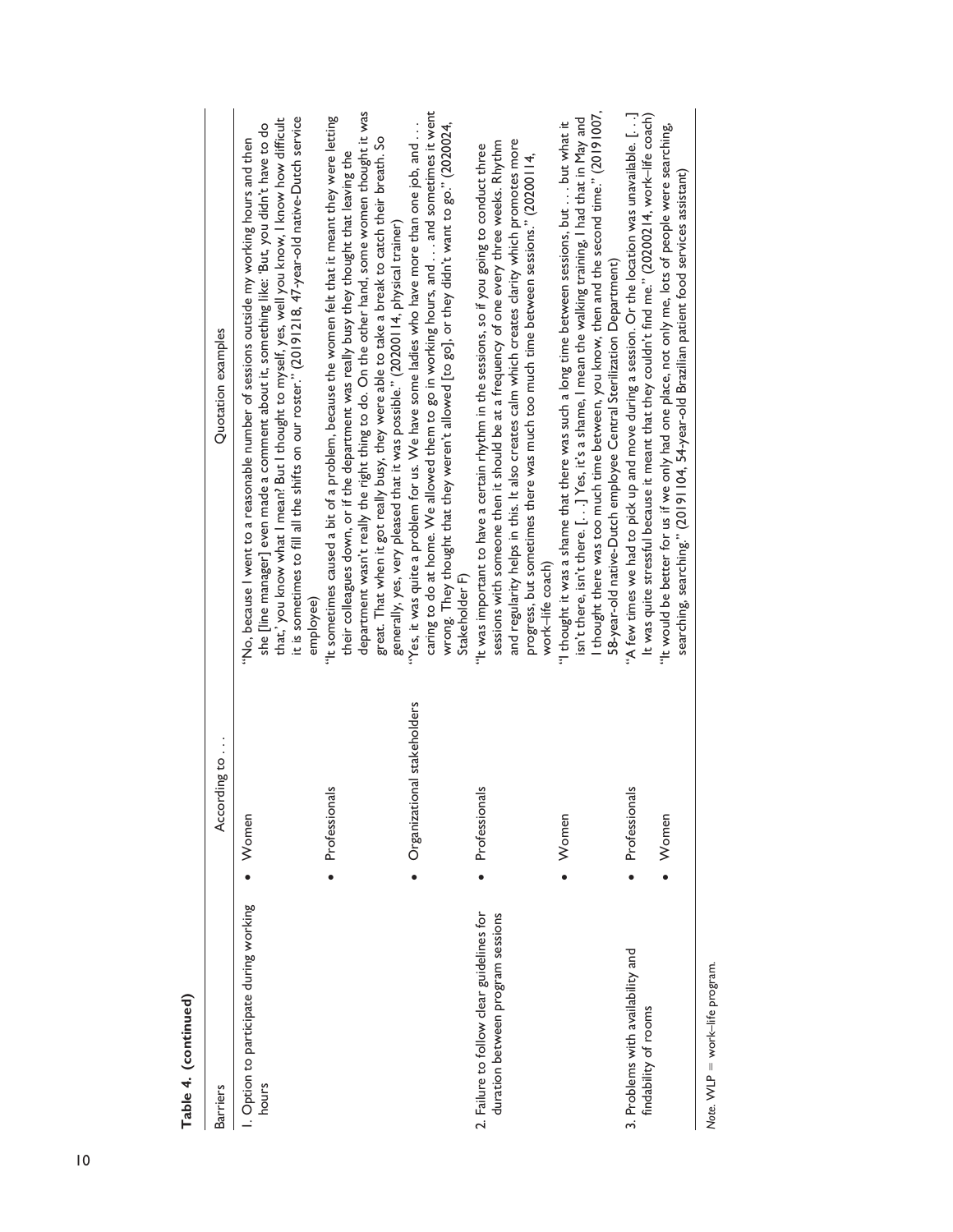**Table 4. (continued)**

| Barriers | According to . . . | Quotation examples |
|---|---|---|
| 1. Option to participate during working hours | • Women | "No, because I went to a reasonable number of sessions outside my working hours and then she [line manager] even made a comment about it, something like: 'But, you didn't have to do that,' you know what I mean? But I thought to myself, yes, well you know, I know how difficult it is sometimes to fill all the shifts on our roster." (20191218, 47-year-old native-Dutch service employee) |
| | • Professionals | "It sometimes caused a bit of a problem, because the women felt that it meant they were letting their colleagues down, or if the department was really busy they thought that leaving the department wasn't really the right thing to do. On the other hand, some women thought it was great. That when it got really busy, they were able to take a break to catch their breath. So generally, yes, very pleased that it was possible." (20200114, physical trainer) |
| | • Organizational stakeholders | "Yes, it was quite a problem for us. We have some ladies who have more than one job, and . . . caring to do at home. We allowed them to go in working hours, and . . . and sometimes it went wrong. They thought that they weren't allowed [to go], or they didn't want to go." (2020024, Stakeholder F) |
| 2. Failure to follow clear guidelines for duration between program sessions | • Professionals | "It was important to have a certain rhythm in the sessions, so if you going to conduct three sessions with someone then it should be at a frequency of one every three weeks. Rhythm and regularity helps in this. It also creates calm which creates clarity which promotes more progress, but sometimes there was much too much time between sessions." (20200114, work–life coach) |
| | • Women | "I thought it was a shame that there was such a long time between sessions, but . . . but what it isn't there, isn't there. [. . .] Yes, it's a shame, I mean the walking training, I had that in May and I thought there was too much time between, you know, then and the second time." (20191007, 58-year-old native-Dutch employee Central Sterilization Department) |
| 3. Problems with availability and findability of rooms | • Professionals | "A few times we had to pick up and move during a session. Or the location was unavailable. [. . .] It was quite stressful because it meant that they couldn't find me." (20200214, work–life coach) |
| | • Women | "It would be better for us if we only had one place, not only me, lots of people were searching, searching, searching." (20191104, 54-year-old Brazilian patient food services assistant) |

*Note.* WLP = work–life program.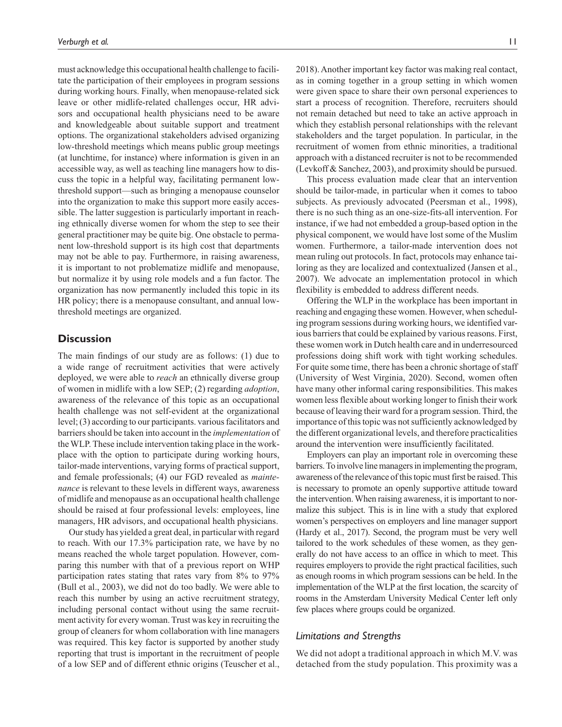must acknowledge this occupational health challenge to facilitate the participation of their employees in program sessions during working hours. Finally, when menopause-related sick leave or other midlife-related challenges occur, HR advisors and occupational health physicians need to be aware and knowledgeable about suitable support and treatment options. The organizational stakeholders advised organizing low-threshold meetings which means public group meetings (at lunchtime, for instance) where information is given in an accessible way, as well as teaching line managers how to discuss the topic in a helpful way, facilitating permanent low-threshold support—such as bringing a menopause counselor into the organization to make this support more easily accessible. The latter suggestion is particularly important in reaching ethnically diverse women for whom the step to see their general practitioner may be quite big. One obstacle to permanent low-threshold support is its high cost that departments may not be able to pay. Furthermore, in raising awareness, it is important to not problematize midlife and menopause, but normalize it by using role models and a fun factor. The organization has now permanently included this topic in its HR policy; there is a menopause consultant, and annual low-threshold meetings are organized.

## Discussion

The main findings of our study are as follows: (1) due to a wide range of recruitment activities that were actively deployed, we were able to *reach* an ethnically diverse group of women in midlife with a low SEP; (2) regarding *adoption*, awareness of the relevance of this topic as an occupational health challenge was not self-evident at the organizational level; (3) according to our participants. various facilitators and barriers should be taken into account in the *implementation* of the WLP. These include intervention taking place in the workplace with the option to participate during working hours, tailor-made interventions, varying forms of practical support, and female professionals; (4) our FGD revealed as *maintenance* is relevant to these levels in different ways, awareness of midlife and menopause as an occupational health challenge should be raised at four professional levels: employees, line managers, HR advisors, and occupational health physicians.

Our study has yielded a great deal, in particular with regard to reach. With our 17.3% participation rate, we have by no means reached the whole target population. However, comparing this number with that of a previous report on WHP participation rates stating that rates vary from 8% to 97% (Bull et al., 2003), we did not do too badly. We were able to reach this number by using an active recruitment strategy, including personal contact without using the same recruitment activity for every woman. Trust was key in recruiting the group of cleaners for whom collaboration with line managers was required. This key factor is supported by another study reporting that trust is important in the recruitment of people of a low SEP and of different ethnic origins (Teuscher et al., 2018). Another important key factor was making real contact, as in coming together in a group setting in which women were given space to share their own personal experiences to start a process of recognition. Therefore, recruiters should not remain detached but need to take an active approach in which they establish personal relationships with the relevant stakeholders and the target population. In particular, in the recruitment of women from ethnic minorities, a traditional approach with a distanced recruiter is not to be recommended (Levkoff & Sanchez, 2003), and proximity should be pursued.

This process evaluation made clear that an intervention should be tailor-made, in particular when it comes to taboo subjects. As previously advocated (Peersman et al., 1998), there is no such thing as an one-size-fits-all intervention. For instance, if we had not embedded a group-based option in the physical component, we would have lost some of the Muslim women. Furthermore, a tailor-made intervention does not mean ruling out protocols. In fact, protocols may enhance tailoring as they are localized and contextualized (Jansen et al., 2007). We advocate an implementation protocol in which flexibility is embedded to address different needs.

Offering the WLP in the workplace has been important in reaching and engaging these women. However, when scheduling program sessions during working hours, we identified various barriers that could be explained by various reasons. First, these women work in Dutch health care and in underresourced professions doing shift work with tight working schedules. For quite some time, there has been a chronic shortage of staff (University of West Virginia, 2020). Second, women often have many other informal caring responsibilities. This makes women less flexible about working longer to finish their work because of leaving their ward for a program session. Third, the importance of this topic was not sufficiently acknowledged by the different organizational levels, and therefore practicalities around the intervention were insufficiently facilitated.

Employers can play an important role in overcoming these barriers. To involve line managers in implementing the program, awareness of the relevance of this topic must first be raised. This is necessary to promote an openly supportive attitude toward the intervention. When raising awareness, it is important to normalize this subject. This is in line with a study that explored women's perspectives on employers and line manager support (Hardy et al., 2017). Second, the program must be very well tailored to the work schedules of these women, as they generally do not have access to an office in which to meet. This requires employers to provide the right practical facilities, such as enough rooms in which program sessions can be held. In the implementation of the WLP at the first location, the scarcity of rooms in the Amsterdam University Medical Center left only few places where groups could be organized.

### Limitations and Strengths

We did not adopt a traditional approach in which M.V. was detached from the study population. This proximity was a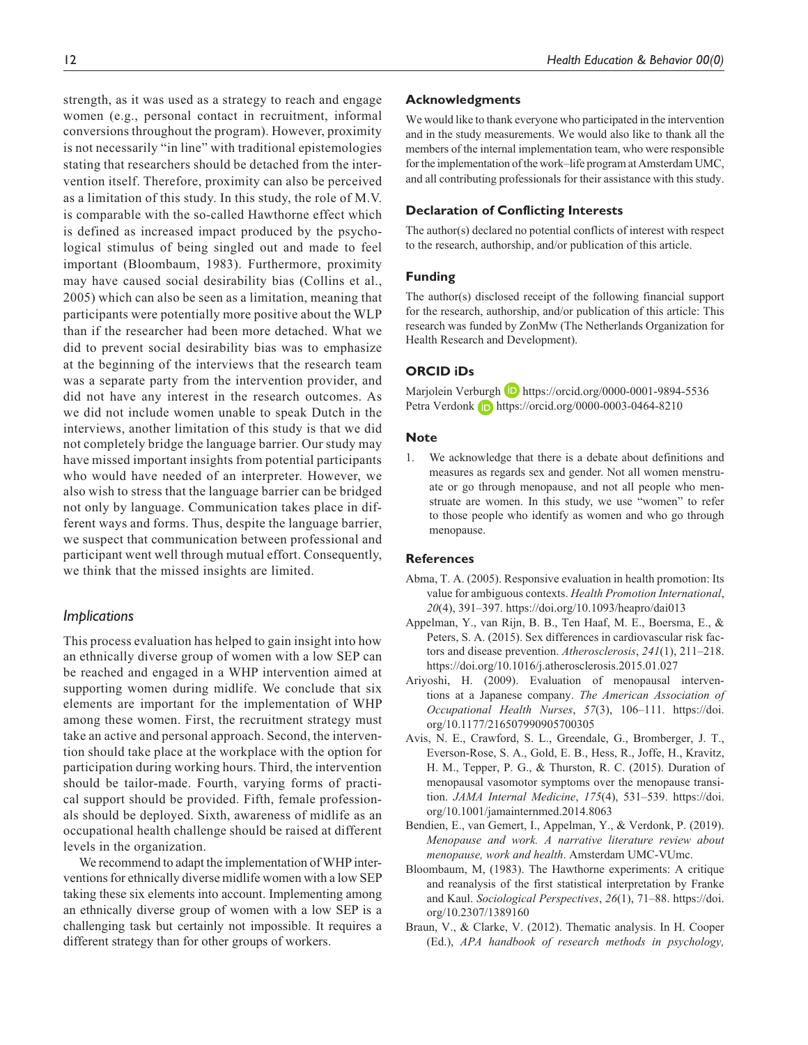strength, as it was used as a strategy to reach and engage women (e.g., personal contact in recruitment, informal conversions throughout the program). However, proximity is not necessarily "in line" with traditional epistemologies stating that researchers should be detached from the intervention itself. Therefore, proximity can also be perceived as a limitation of this study. In this study, the role of M.V. is comparable with the so-called Hawthorne effect which is defined as increased impact produced by the psychological stimulus of being singled out and made to feel important (Bloombaum, 1983). Furthermore, proximity may have caused social desirability bias (Collins et al., 2005) which can also be seen as a limitation, meaning that participants were potentially more positive about the WLP than if the researcher had been more detached. What we did to prevent social desirability bias was to emphasize at the beginning of the interviews that the research team was a separate party from the intervention provider, and did not have any interest in the research outcomes. As we did not include women unable to speak Dutch in the interviews, another limitation of this study is that we did not completely bridge the language barrier. Our study may have missed important insights from potential participants who would have needed of an interpreter. However, we also wish to stress that the language barrier can be bridged not only by language. Communication takes place in different ways and forms. Thus, despite the language barrier, we suspect that communication between professional and participant went well through mutual effort. Consequently, we think that the missed insights are limited.

### *Implications*

This process evaluation has helped to gain insight into how an ethnically diverse group of women with a low SEP can be reached and engaged in a WHP intervention aimed at supporting women during midlife. We conclude that six elements are important for the implementation of WHP among these women. First, the recruitment strategy must take an active and personal approach. Second, the intervention should take place at the workplace with the option for participation during working hours. Third, the intervention should be tailor-made. Fourth, varying forms of practical support should be provided. Fifth, female professionals should be deployed. Sixth, awareness of midlife as an occupational health challenge should be raised at different levels in the organization.

We recommend to adapt the implementation of WHP interventions for ethnically diverse midlife women with a low SEP taking these six elements into account. Implementing among an ethnically diverse group of women with a low SEP is a challenging task but certainly not impossible. It requires a different strategy than for other groups of workers.

## Acknowledgments

We would like to thank everyone who participated in the intervention and in the study measurements. We would also like to thank all the members of the internal implementation team, who were responsible for the implementation of the work–life program at Amsterdam UMC, and all contributing professionals for their assistance with this study.

## Declaration of Conflicting Interests

The author(s) declared no potential conflicts of interest with respect to the research, authorship, and/or publication of this article.

## Funding

The author(s) disclosed receipt of the following financial support for the research, authorship, and/or publication of this article: This research was funded by ZonMw (The Netherlands Organization for Health Research and Development).

## ORCID iDs

Marjolein Verburgh https://orcid.org/0000-0001-9894-5536
Petra Verdonk https://orcid.org/0000-0003-0464-8210

## Note

1. We acknowledge that there is a debate about definitions and measures as regards sex and gender. Not all women menstruate or go through menopause, and not all people who menstruate are women. In this study, we use "women" to refer to those people who identify as women and who go through menopause.

## References

Abma, T. A. (2005). Responsive evaluation in health promotion: Its value for ambiguous contexts. *Health Promotion International*, *20*(4), 391–397. https://doi.org/10.1093/heapro/dai013

Appelman, Y., van Rijn, B. B., Ten Haaf, M. E., Boersma, E., & Peters, S. A. (2015). Sex differences in cardiovascular risk factors and disease prevention. *Atherosclerosis*, *241*(1), 211–218. https://doi.org/10.1016/j.atherosclerosis.2015.01.027

Ariyoshi, H. (2009). Evaluation of menopausal interventions at a Japanese company. *The American Association of Occupational Health Nurses*, *57*(3), 106–111. https://doi.org/10.1177/216507990905700305

Avis, N. E., Crawford, S. L., Greendale, G., Bromberger, J. T., Everson-Rose, S. A., Gold, E. B., Hess, R., Joffe, H., Kravitz, H. M., Tepper, P. G., & Thurston, R. C. (2015). Duration of menopausal vasomotor symptoms over the menopause transition. *JAMA Internal Medicine*, *175*(4), 531–539. https://doi.org/10.1001/jamainternmed.2014.8063

Bendien, E., van Gemert, I., Appelman, Y., & Verdonk, P. (2019). *Menopause and work. A narrative literature review about menopause, work and health*. Amsterdam UMC-VUmc.

Bloombaum, M, (1983). The Hawthorne experiments: A critique and reanalysis of the first statistical interpretation by Franke and Kaul. *Sociological Perspectives*, *26*(1), 71–88. https://doi.org/10.2307/1389160

Braun, V., & Clarke, V. (2012). Thematic analysis. In H. Cooper (Ed.), *APA handbook of research methods in psychology,*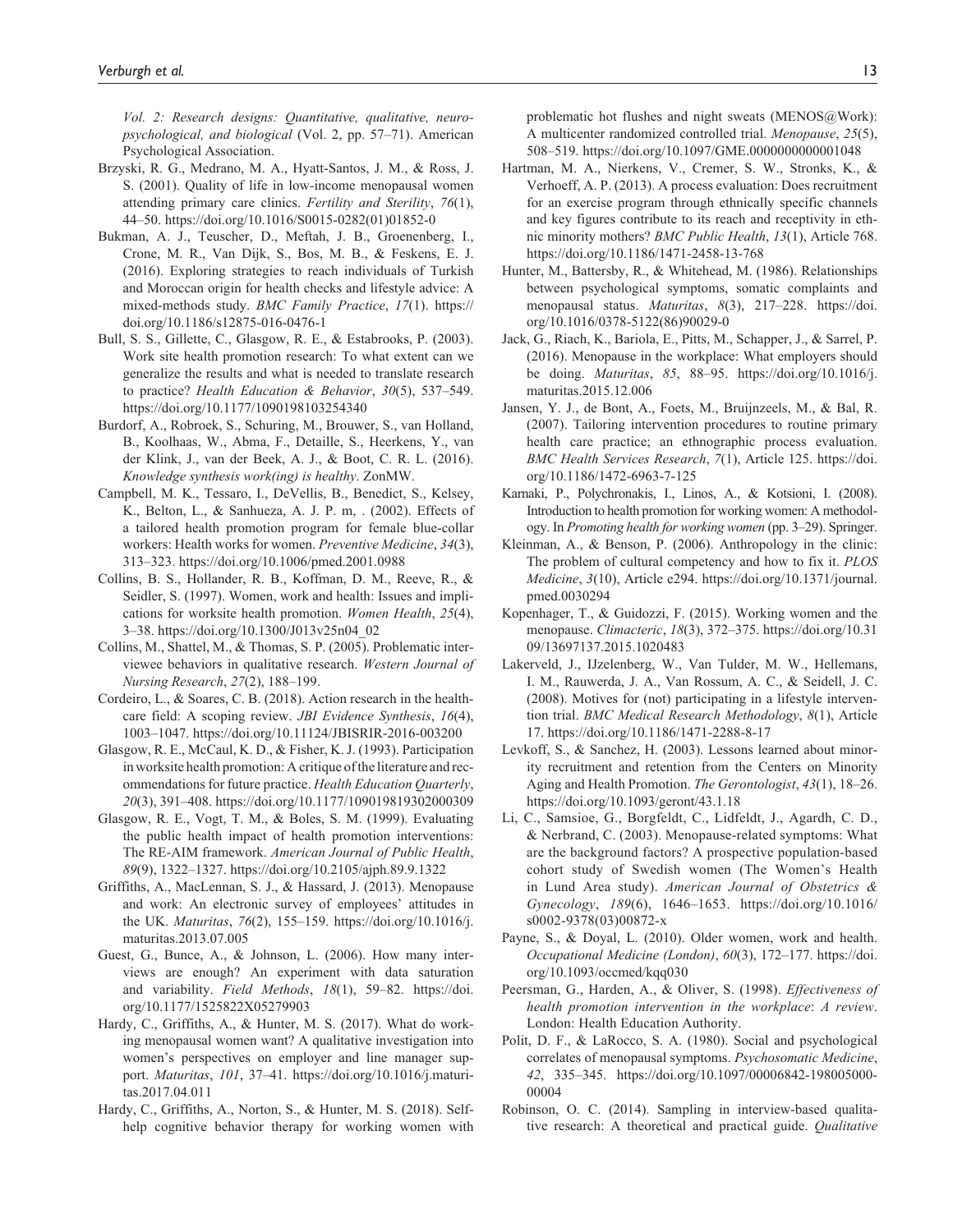*Vol. 2: Research designs: Quantitative, qualitative, neuropsychological, and biological* (Vol. 2, pp. 57–71). American Psychological Association.

Brzyski, R. G., Medrano, M. A., Hyatt-Santos, J. M., & Ross, J. S. (2001). Quality of life in low-income menopausal women attending primary care clinics. *Fertility and Sterility*, *76*(1), 44–50. https://doi.org/10.1016/S0015-0282(01)01852-0

Bukman, A. J., Teuscher, D., Meftah, J. B., Groenenberg, I., Crone, M. R., Van Dijk, S., Bos, M. B., & Feskens, E. J. (2016). Exploring strategies to reach individuals of Turkish and Moroccan origin for health checks and lifestyle advice: A mixed-methods study. *BMC Family Practice*, *17*(1). https://doi.org/10.1186/s12875-016-0476-1

Bull, S. S., Gillette, C., Glasgow, R. E., & Estabrooks, P. (2003). Work site health promotion research: To what extent can we generalize the results and what is needed to translate research to practice? *Health Education & Behavior*, *30*(5), 537–549. https://doi.org/10.1177/1090198103254340

Burdorf, A., Robroek, S., Schuring, M., Brouwer, S., van Holland, B., Koolhaas, W., Abma, F., Detaille, S., Heerkens, Y., van der Klink, J., van der Beek, A. J., & Boot, C. R. L. (2016). *Knowledge synthesis work(ing) is healthy*. ZonMW.

Campbell, M. K., Tessaro, I., DeVellis, B., Benedict, S., Kelsey, K., Belton, L., & Sanhueza, A. J. P. m, . (2002). Effects of a tailored health promotion program for female blue-collar workers: Health works for women. *Preventive Medicine*, *34*(3), 313–323. https://doi.org/10.1006/pmed.2001.0988

Collins, B. S., Hollander, R. B., Koffman, D. M., Reeve, R., & Seidler, S. (1997). Women, work and health: Issues and implications for worksite health promotion. *Women Health*, *25*(4), 3–38. https://doi.org/10.1300/J013v25n04_02

Collins, M., Shattel, M., & Thomas, S. P. (2005). Problematic interviewee behaviors in qualitative research. *Western Journal of Nursing Research*, *27*(2), 188–199.

Cordeiro, L., & Soares, C. B. (2018). Action research in the healthcare field: A scoping review. *JBI Evidence Synthesis*, *16*(4), 1003–1047. https://doi.org/10.11124/JBISRIR-2016-003200

Glasgow, R. E., McCaul, K. D., & Fisher, K. J. (1993). Participation in worksite health promotion: A critique of the literature and recommendations for future practice. *Health Education Quarterly*, *20*(3), 391–408. https://doi.org/10.1177/109019819302000309

Glasgow, R. E., Vogt, T. M., & Boles, S. M. (1999). Evaluating the public health impact of health promotion interventions: The RE-AIM framework. *American Journal of Public Health*, *89*(9), 1322–1327. https://doi.org/10.2105/ajph.89.9.1322

Griffiths, A., MacLennan, S. J., & Hassard, J. (2013). Menopause and work: An electronic survey of employees' attitudes in the UK. *Maturitas*, *76*(2), 155–159. https://doi.org/10.1016/j.maturitas.2013.07.005

Guest, G., Bunce, A., & Johnson, L. (2006). How many interviews are enough? An experiment with data saturation and variability. *Field Methods*, *18*(1), 59–82. https://doi.org/10.1177/1525822X05279903

Hardy, C., Griffiths, A., & Hunter, M. S. (2017). What do working menopausal women want? A qualitative investigation into women's perspectives on employer and line manager support. *Maturitas*, *101*, 37–41. https://doi.org/10.1016/j.maturitas.2017.04.011

Hardy, C., Griffiths, A., Norton, S., & Hunter, M. S. (2018). Self-help cognitive behavior therapy for working women with problematic hot flushes and night sweats (MENOS@Work): A multicenter randomized controlled trial. *Menopause*, *25*(5), 508–519. https://doi.org/10.1097/GME.0000000000001048

Hartman, M. A., Nierkens, V., Cremer, S. W., Stronks, K., & Verhoeff, A. P. (2013). A process evaluation: Does recruitment for an exercise program through ethnically specific channels and key figures contribute to its reach and receptivity in ethnic minority mothers? *BMC Public Health*, *13*(1), Article 768. https://doi.org/10.1186/1471-2458-13-768

Hunter, M., Battersby, R., & Whitehead, M. (1986). Relationships between psychological symptoms, somatic complaints and menopausal status. *Maturitas*, *8*(3), 217–228. https://doi.org/10.1016/0378-5122(86)90029-0

Jack, G., Riach, K., Bariola, E., Pitts, M., Schapper, J., & Sarrel, P. (2016). Menopause in the workplace: What employers should be doing. *Maturitas*, *85*, 88–95. https://doi.org/10.1016/j.maturitas.2015.12.006

Jansen, Y. J., de Bont, A., Foets, M., Bruijnzeels, M., & Bal, R. (2007). Tailoring intervention procedures to routine primary health care practice; an ethnographic process evaluation. *BMC Health Services Research*, *7*(1), Article 125. https://doi.org/10.1186/1472-6963-7-125

Karnaki, P., Polychronakis, I., Linos, A., & Kotsioni, I. (2008). Introduction to health promotion for working women: A methodology. In *Promoting health for working women* (pp. 3–29). Springer.

Kleinman, A., & Benson, P. (2006). Anthropology in the clinic: The problem of cultural competency and how to fix it. *PLOS Medicine*, *3*(10), Article e294. https://doi.org/10.1371/journal.pmed.0030294

Kopenhager, T., & Guidozzi, F. (2015). Working women and the menopause. *Climacteric*, *18*(3), 372–375. https://doi.org/10.3109/13697137.2015.1020483

Lakerveld, J., IJzelenberg, W., Van Tulder, M. W., Hellemans, I. M., Rauwerda, J. A., Van Rossum, A. C., & Seidell, J. C. (2008). Motives for (not) participating in a lifestyle intervention trial. *BMC Medical Research Methodology*, *8*(1), Article 17. https://doi.org/10.1186/1471-2288-8-17

Levkoff, S., & Sanchez, H. (2003). Lessons learned about minority recruitment and retention from the Centers on Minority Aging and Health Promotion. *The Gerontologist*, *43*(1), 18–26. https://doi.org/10.1093/geront/43.1.18

Li, C., Samsioe, G., Borgfeldt, C., Lidfeldt, J., Agardh, C. D., & Nerbrand, C. (2003). Menopause-related symptoms: What are the background factors? A prospective population-based cohort study of Swedish women (The Women's Health in Lund Area study). *American Journal of Obstetrics & Gynecology*, *189*(6), 1646–1653. https://doi.org/10.1016/s0002-9378(03)00872-x

Payne, S., & Doyal, L. (2010). Older women, work and health. *Occupational Medicine (London)*, *60*(3), 172–177. https://doi.org/10.1093/occmed/kqq030

Peersman, G., Harden, A., & Oliver, S. (1998). *Effectiveness of health promotion intervention in the workplace*: *A review*. London: Health Education Authority.

Polit, D. F., & LaRocco, S. A. (1980). Social and psychological correlates of menopausal symptoms. *Psychosomatic Medicine*, *42*, 335–345. https://doi.org/10.1097/00006842-198005000-00004

Robinson, O. C. (2014). Sampling in interview-based qualitative research: A theoretical and practical guide. *Qualitative*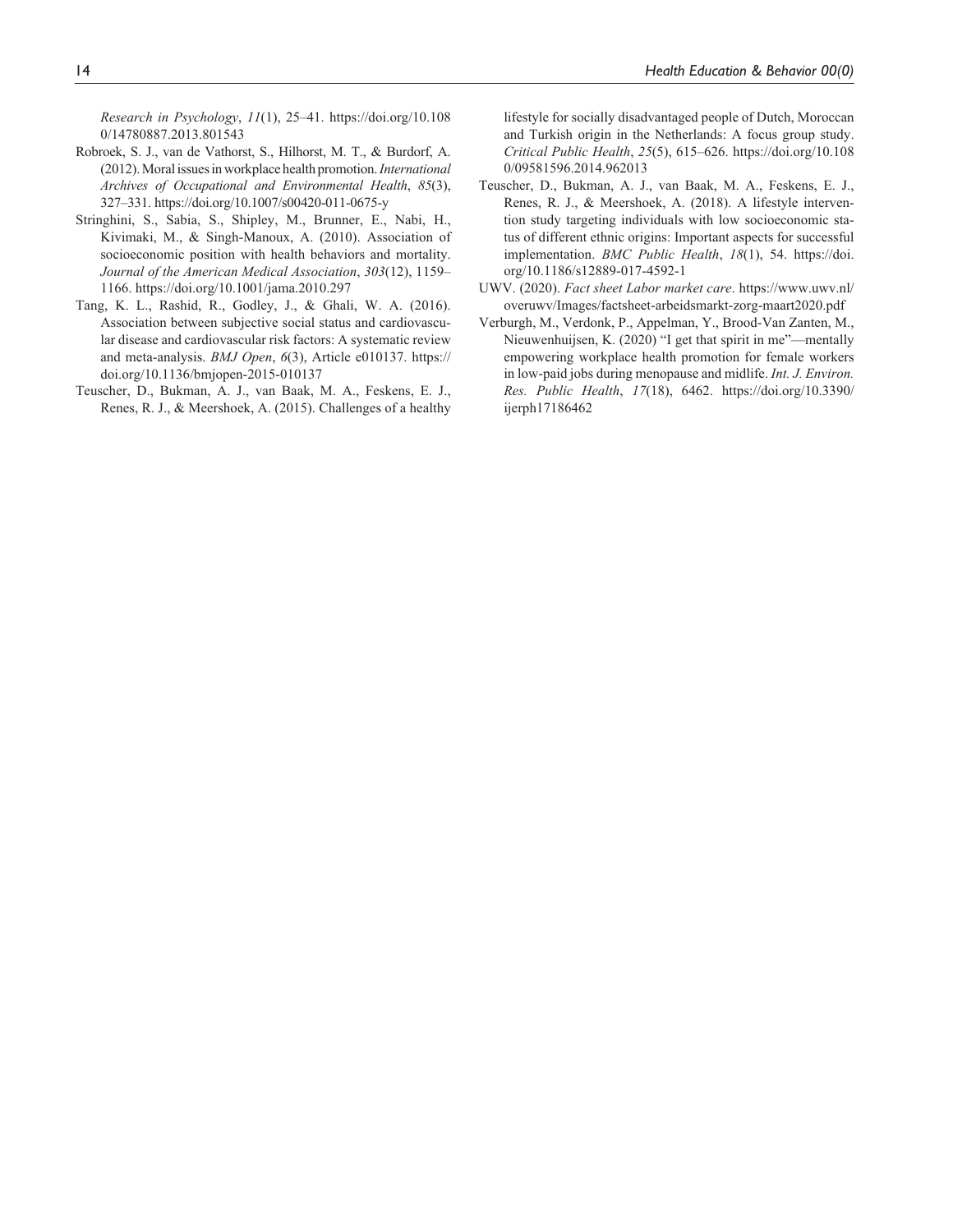*Research in Psychology*, *11*(1), 25–41. https://doi.org/10.1080/14780887.2013.801543

Robroek, S. J., van de Vathorst, S., Hilhorst, M. T., & Burdorf, A. (2012). Moral issues in workplace health promotion. *International Archives of Occupational and Environmental Health*, *85*(3), 327–331. https://doi.org/10.1007/s00420-011-0675-y

Stringhini, S., Sabia, S., Shipley, M., Brunner, E., Nabi, H., Kivimaki, M., & Singh-Manoux, A. (2010). Association of socioeconomic position with health behaviors and mortality. *Journal of the American Medical Association*, *303*(12), 1159–1166. https://doi.org/10.1001/jama.2010.297

Tang, K. L., Rashid, R., Godley, J., & Ghali, W. A. (2016). Association between subjective social status and cardiovascular disease and cardiovascular risk factors: A systematic review and meta-analysis. *BMJ Open*, *6*(3), Article e010137. https://doi.org/10.1136/bmjopen-2015-010137

Teuscher, D., Bukman, A. J., van Baak, M. A., Feskens, E. J., Renes, R. J., & Meershoek, A. (2015). Challenges of a healthy lifestyle for socially disadvantaged people of Dutch, Moroccan and Turkish origin in the Netherlands: A focus group study. *Critical Public Health*, *25*(5), 615–626. https://doi.org/10.1080/09581596.2014.962013

Teuscher, D., Bukman, A. J., van Baak, M. A., Feskens, E. J., Renes, R. J., & Meershoek, A. (2018). A lifestyle intervention study targeting individuals with low socioeconomic status of different ethnic origins: Important aspects for successful implementation. *BMC Public Health*, *18*(1), 54. https://doi.org/10.1186/s12889-017-4592-1

UWV. (2020). *Fact sheet Labor market care*. https://www.uwv.nl/overuwv/Images/factsheet-arbeidsmarkt-zorg-maart2020.pdf

Verburgh, M., Verdonk, P., Appelman, Y., Brood-Van Zanten, M., Nieuwenhuijsen, K. (2020) "I get that spirit in me"—mentally empowering workplace health promotion for female workers in low-paid jobs during menopause and midlife. *Int. J. Environ. Res. Public Health*, *17*(18), 6462. https://doi.org/10.3390/ijerph17186462